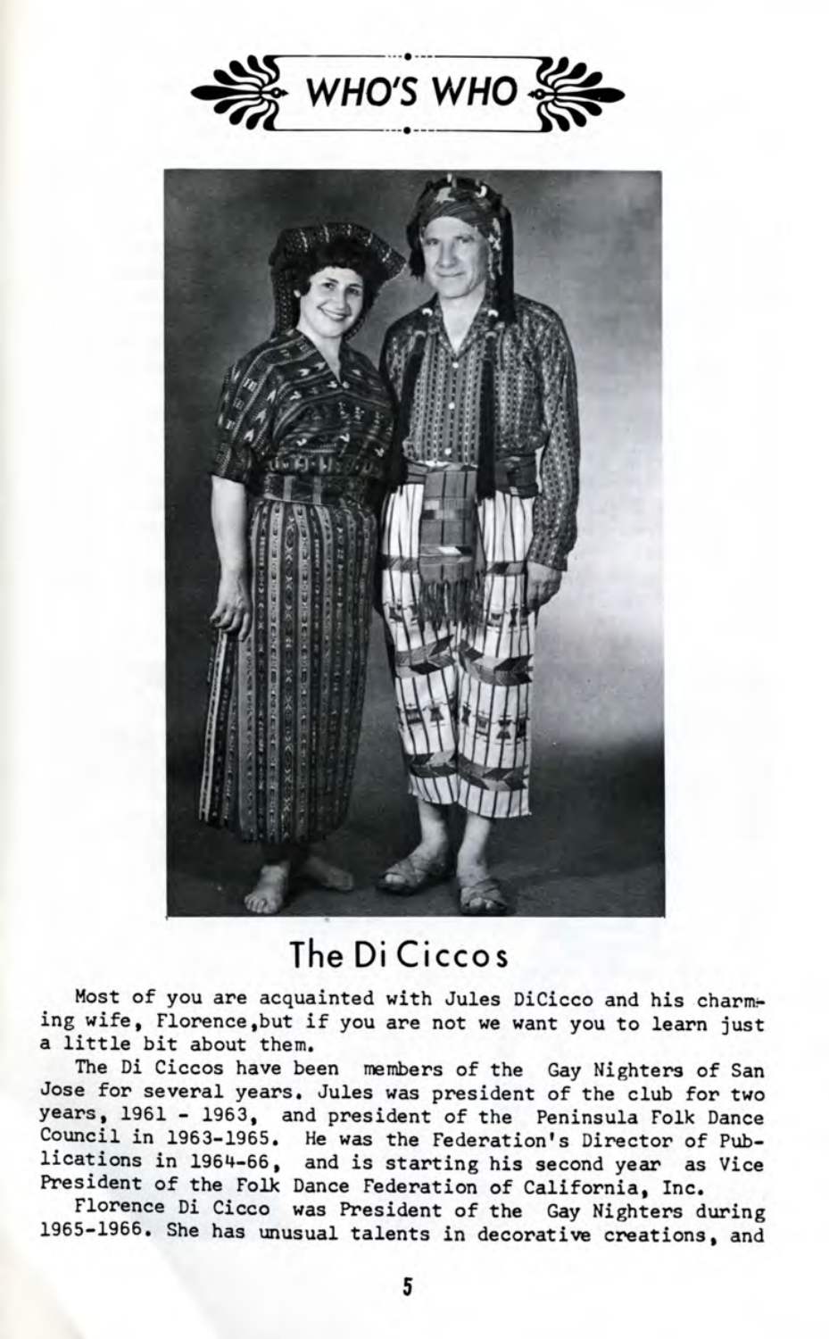# WHO'S WHO

## The Di Ciccos

Most of you are acquainted with Jules DiCicco and his charming wife, Florence,but if you are not we want you to learn just a little bit about them.

The Di Ciccos have been members of the Gay Nighters of San Jose for several years. Jules was president of the club for two years, 1961 - 1963, and president of the Peninsula Folk Dance Council in 1963-1965. He was the Federation's Director of Publications in 1964-66, and is starting his second year as Vice President of the Folk Dance Federation of California, Inc.

Florence Di Cicco was President of the Gay Nighters during 1965-1966. She has unusual talents in decorative creations, and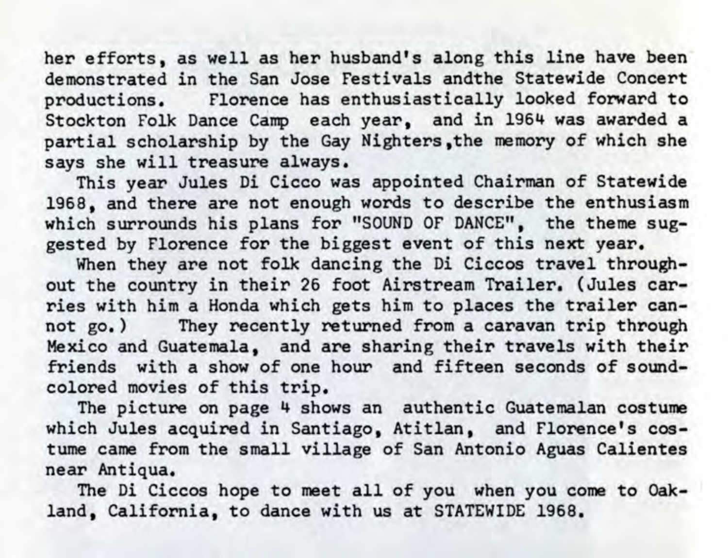her efforts, as well as her husband's along this line have been demonstrated in the San Jose Festivals andthe Statewide Concert productions. Florence has enthusiastically looked forward to Stockton Folk Dance Camp each year, and in 1964 was awarded a partial scholarship by the Gay Nighters,the memory of which she says she will treasure always.

This year Jules Di Cicco was appointed Chairman of Statewide 1968, and there are not enough words to describe the enthusiasm which surrounds his plans for "SOUND OF DANCE", the theme suggested by Florence for the biggest event of this next year.

When they are not folk dancing the Di Ciccos travel throughout the country in their 26 foot Airstream Trailer. (Jules carries with him a Honda which gets him to places the trailer cannot go.) They recently returned from a caravan trip through Mexico and Guatemala, and are sharing their travels with their friends with a show of one hour and fifteen seconds of sound-colored movies of this trip.

The picture on page 4 shows an authentic Guatemalan costume which Jules acquired in Santiago, Atitlan, and Florence's costume came from the small village of San Antonio Aguas Calientes near Antiqua.

The Di Ciccos hope to meet all of you when you come to Oakland, California, to dance with us at STATEWIDE 1968.